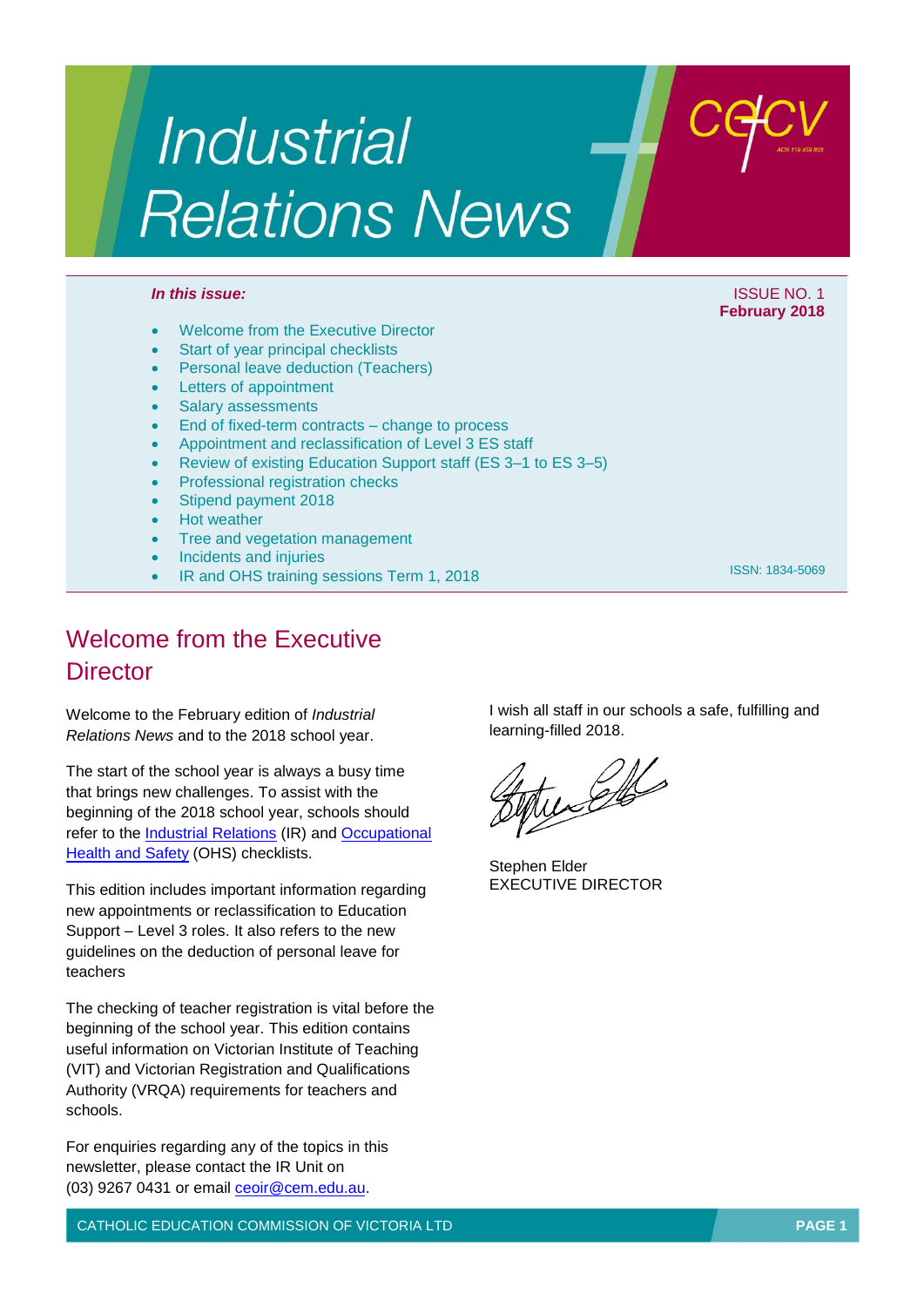# Industrial Relations News

cecv

ACN 119 456 853

***In this issue:***

ISSUE NO. 1
**February 2018**

- Welcome from the Executive Director
- Start of year principal checklists
- Personal leave deduction (Teachers)
- Letters of appointment
- Salary assessments
- End of fixed-term contracts – change to process
- Appointment and reclassification of Level 3 ES staff
- Review of existing Education Support staff (ES 3–1 to ES 3–5)
- Professional registration checks
- Stipend payment 2018
- Hot weather
- Tree and vegetation management
- Incidents and injuries
- IR and OHS training sessions Term 1, 2018

ISSN: 1834-5069

## Welcome from the Executive Director

Welcome to the February edition of *Industrial Relations News* and to the 2018 school year.

The start of the school year is always a busy time that brings new challenges. To assist with the beginning of the 2018 school year, schools should refer to the [Industrial Relations] (IR) and [Occupational Health and Safety] (OHS) checklists.

This edition includes important information regarding new appointments or reclassification to Education Support – Level 3 roles. It also refers to the new guidelines on the deduction of personal leave for teachers

The checking of teacher registration is vital before the beginning of the school year. This edition contains useful information on Victorian Institute of Teaching (VIT) and Victorian Registration and Qualifications Authority (VRQA) requirements for teachers and schools.

For enquiries regarding any of the topics in this newsletter, please contact the IR Unit on (03) 9267 0431 or email ceoir@cem.edu.au.

I wish all staff in our schools a safe, fulfilling and learning-filled 2018.

Stephen Elder
EXECUTIVE DIRECTOR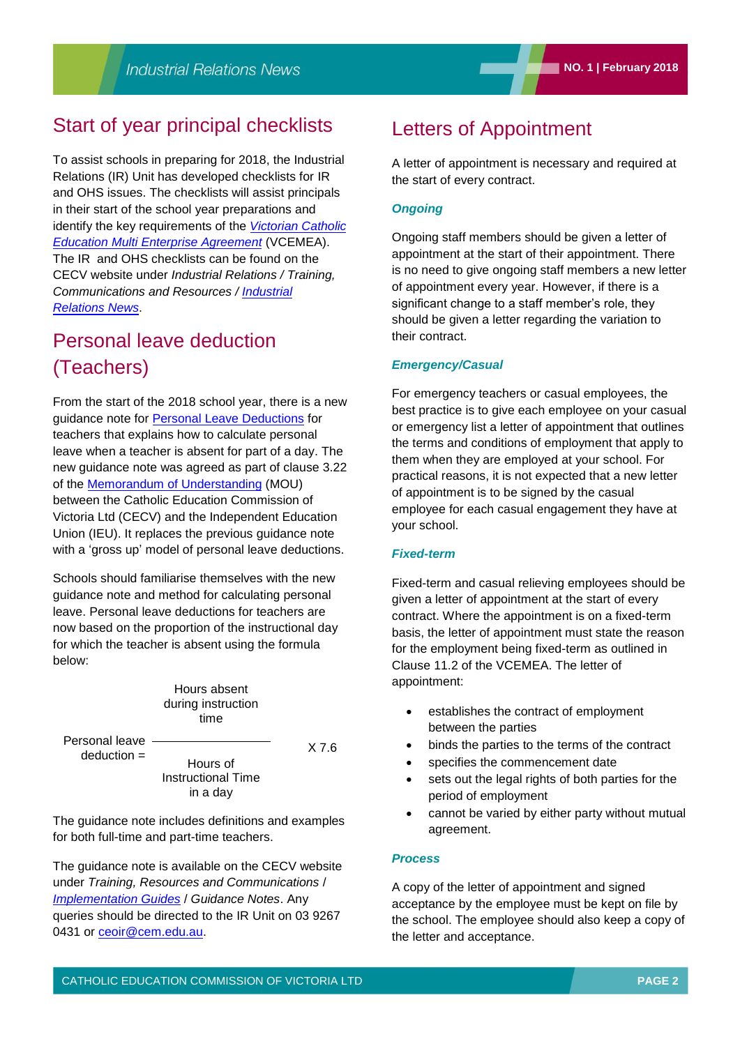## Start of year principal checklists

To assist schools in preparing for 2018, the Industrial Relations (IR) Unit has developed checklists for IR and OHS issues. The checklists will assist principals in their start of the school year preparations and identify the key requirements of the *Victorian Catholic Education Multi Enterprise Agreement* (VCEMEA). The IR and OHS checklists can be found on the CECV website under *Industrial Relations / Training, Communications and Resources / Industrial Relations News*.

## Personal leave deduction (Teachers)

From the start of the 2018 school year, there is a new guidance note for Personal Leave Deductions for teachers that explains how to calculate personal leave when a teacher is absent for part of a day. The new guidance note was agreed as part of clause 3.22 of the Memorandum of Understanding (MOU) between the Catholic Education Commission of Victoria Ltd (CECV) and the Independent Education Union (IEU). It replaces the previous guidance note with a 'gross up' model of personal leave deductions.

Schools should familiarise themselves with the new guidance note and method for calculating personal leave. Personal leave deductions for teachers are now based on the proportion of the instructional day for which the teacher is absent using the formula below:

$$\text{Personal leave deduction} = \frac{\text{Hours absent during instruction time}}{\text{Hours of Instructional Time in a day}} \times 7.6$$

The guidance note includes definitions and examples for both full-time and part-time teachers.

The guidance note is available on the CECV website under *Training, Resources and Communications / Implementation Guides / Guidance Notes*. Any queries should be directed to the IR Unit on 03 9267 0431 or ceoir@cem.edu.au.

## Letters of Appointment

A letter of appointment is necessary and required at the start of every contract.

### *Ongoing*

Ongoing staff members should be given a letter of appointment at the start of their appointment. There is no need to give ongoing staff members a new letter of appointment every year. However, if there is a significant change to a staff member's role, they should be given a letter regarding the variation to their contract.

### *Emergency/Casual*

For emergency teachers or casual employees, the best practice is to give each employee on your casual or emergency list a letter of appointment that outlines the terms and conditions of employment that apply to them when they are employed at your school. For practical reasons, it is not expected that a new letter of appointment is to be signed by the casual employee for each casual engagement they have at your school.

### *Fixed-term*

Fixed-term and casual relieving employees should be given a letter of appointment at the start of every contract. Where the appointment is on a fixed-term basis, the letter of appointment must state the reason for the employment being fixed-term as outlined in Clause 11.2 of the VCEMEA. The letter of appointment:

- establishes the contract of employment between the parties
- binds the parties to the terms of the contract
- specifies the commencement date
- sets out the legal rights of both parties for the period of employment
- cannot be varied by either party without mutual agreement.

### *Process*

A copy of the letter of appointment and signed acceptance by the employee must be kept on file by the school. The employee should also keep a copy of the letter and acceptance.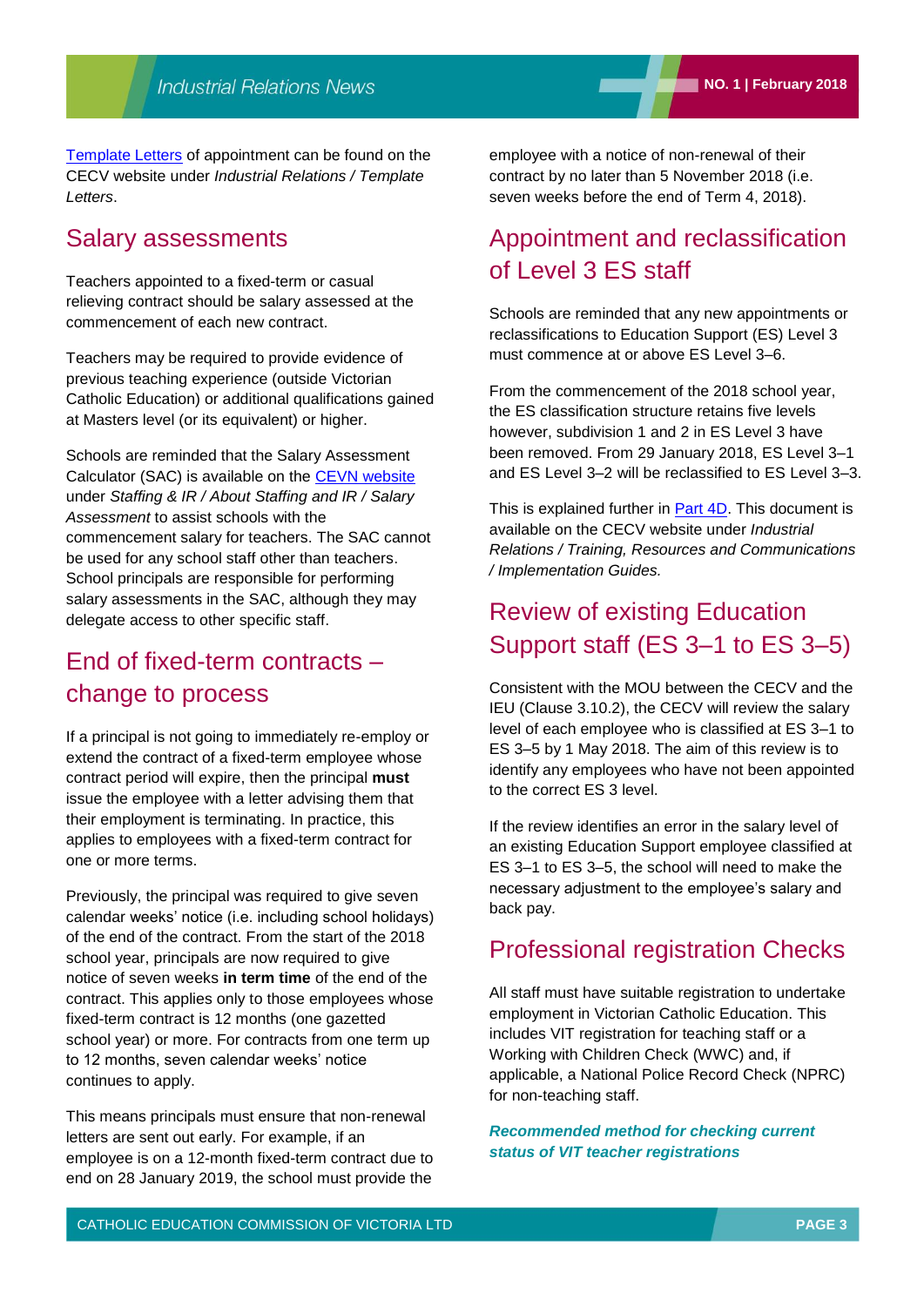[Template Letters]() of appointment can be found on the CECV website under *Industrial Relations / Template Letters*.

## Salary assessments

Teachers appointed to a fixed-term or casual relieving contract should be salary assessed at the commencement of each new contract.

Teachers may be required to provide evidence of previous teaching experience (outside Victorian Catholic Education) or additional qualifications gained at Masters level (or its equivalent) or higher.

Schools are reminded that the Salary Assessment Calculator (SAC) is available on the [CEVN website]() under *Staffing & IR / About Staffing and IR / Salary Assessment* to assist schools with the commencement salary for teachers. The SAC cannot be used for any school staff other than teachers. School principals are responsible for performing salary assessments in the SAC, although they may delegate access to other specific staff.

## End of fixed-term contracts – change to process

If a principal is not going to immediately re-employ or extend the contract of a fixed-term employee whose contract period will expire, then the principal **must** issue the employee with a letter advising them that their employment is terminating. In practice, this applies to employees with a fixed-term contract for one or more terms.

Previously, the principal was required to give seven calendar weeks' notice (i.e. including school holidays) of the end of the contract. From the start of the 2018 school year, principals are now required to give notice of seven weeks **in term time** of the end of the contract. This applies only to those employees whose fixed-term contract is 12 months (one gazetted school year) or more. For contracts from one term up to 12 months, seven calendar weeks' notice continues to apply.

This means principals must ensure that non-renewal letters are sent out early. For example, if an employee is on a 12-month fixed-term contract due to end on 28 January 2019, the school must provide the employee with a notice of non-renewal of their contract by no later than 5 November 2018 (i.e. seven weeks before the end of Term 4, 2018).

## Appointment and reclassification of Level 3 ES staff

Schools are reminded that any new appointments or reclassifications to Education Support (ES) Level 3 must commence at or above ES Level 3–6.

From the commencement of the 2018 school year, the ES classification structure retains five levels however, subdivision 1 and 2 in ES Level 3 have been removed. From 29 January 2018, ES Level 3–1 and ES Level 3–2 will be reclassified to ES Level 3–3.

This is explained further in [Part 4D](). This document is available on the CECV website under *Industrial Relations / Training, Resources and Communications / Implementation Guides.*

## Review of existing Education Support staff (ES 3–1 to ES 3–5)

Consistent with the MOU between the CECV and the IEU (Clause 3.10.2), the CECV will review the salary level of each employee who is classified at ES 3–1 to ES 3–5 by 1 May 2018. The aim of this review is to identify any employees who have not been appointed to the correct ES 3 level.

If the review identifies an error in the salary level of an existing Education Support employee classified at ES 3–1 to ES 3–5, the school will need to make the necessary adjustment to the employee's salary and back pay.

## Professional registration Checks

All staff must have suitable registration to undertake employment in Victorian Catholic Education. This includes VIT registration for teaching staff or a Working with Children Check (WWC) and, if applicable, a National Police Record Check (NPRC) for non-teaching staff.

***Recommended method for checking current status of VIT teacher registrations***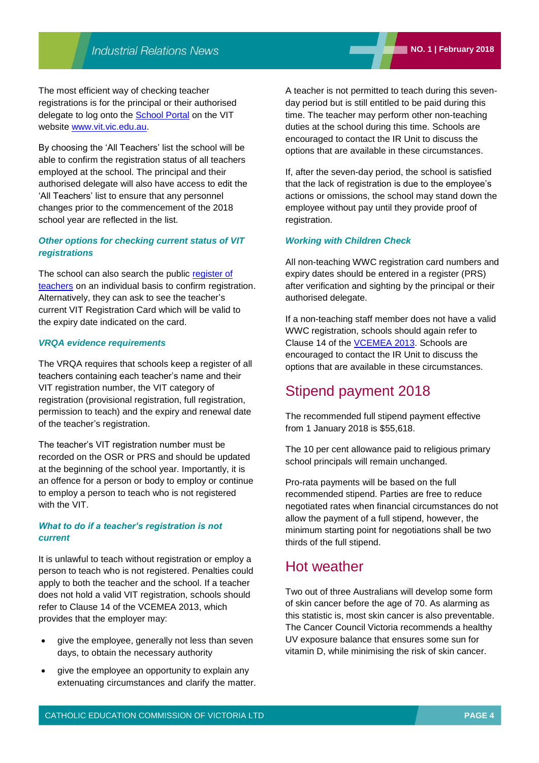The most efficient way of checking teacher registrations is for the principal or their authorised delegate to log onto the School Portal on the VIT website www.vit.vic.edu.au.

By choosing the 'All Teachers' list the school will be able to confirm the registration status of all teachers employed at the school. The principal and their authorised delegate will also have access to edit the 'All Teachers' list to ensure that any personnel changes prior to the commencement of the 2018 school year are reflected in the list.

### *Other options for checking current status of VIT registrations*

The school can also search the public register of teachers on an individual basis to confirm registration. Alternatively, they can ask to see the teacher's current VIT Registration Card which will be valid to the expiry date indicated on the card.

### *VRQA evidence requirements*

The VRQA requires that schools keep a register of all teachers containing each teacher's name and their VIT registration number, the VIT category of registration (provisional registration, full registration, permission to teach) and the expiry and renewal date of the teacher's registration.

The teacher's VIT registration number must be recorded on the OSR or PRS and should be updated at the beginning of the school year. Importantly, it is an offence for a person or body to employ or continue to employ a person to teach who is not registered with the VIT.

### *What to do if a teacher's registration is not current*

It is unlawful to teach without registration or employ a person to teach who is not registered. Penalties could apply to both the teacher and the school. If a teacher does not hold a valid VIT registration, schools should refer to Clause 14 of the VCEMEA 2013, which provides that the employer may:

- give the employee, generally not less than seven days, to obtain the necessary authority
- give the employee an opportunity to explain any extenuating circumstances and clarify the matter.

A teacher is not permitted to teach during this seven-day period but is still entitled to be paid during this time. The teacher may perform other non-teaching duties at the school during this time. Schools are encouraged to contact the IR Unit to discuss the options that are available in these circumstances.

If, after the seven-day period, the school is satisfied that the lack of registration is due to the employee's actions or omissions, the school may stand down the employee without pay until they provide proof of registration.

### *Working with Children Check*

All non-teaching WWC registration card numbers and expiry dates should be entered in a register (PRS) after verification and sighting by the principal or their authorised delegate.

If a non-teaching staff member does not have a valid WWC registration, schools should again refer to Clause 14 of the VCEMEA 2013. Schools are encouraged to contact the IR Unit to discuss the options that are available in these circumstances.

## Stipend payment 2018

The recommended full stipend payment effective from 1 January 2018 is $55,618.

The 10 per cent allowance paid to religious primary school principals will remain unchanged.

Pro-rata payments will be based on the full recommended stipend. Parties are free to reduce negotiated rates when financial circumstances do not allow the payment of a full stipend, however, the minimum starting point for negotiations shall be two thirds of the full stipend.

## Hot weather

Two out of three Australians will develop some form of skin cancer before the age of 70. As alarming as this statistic is, most skin cancer is also preventable. The Cancer Council Victoria recommends a healthy UV exposure balance that ensures some sun for vitamin D, while minimising the risk of skin cancer.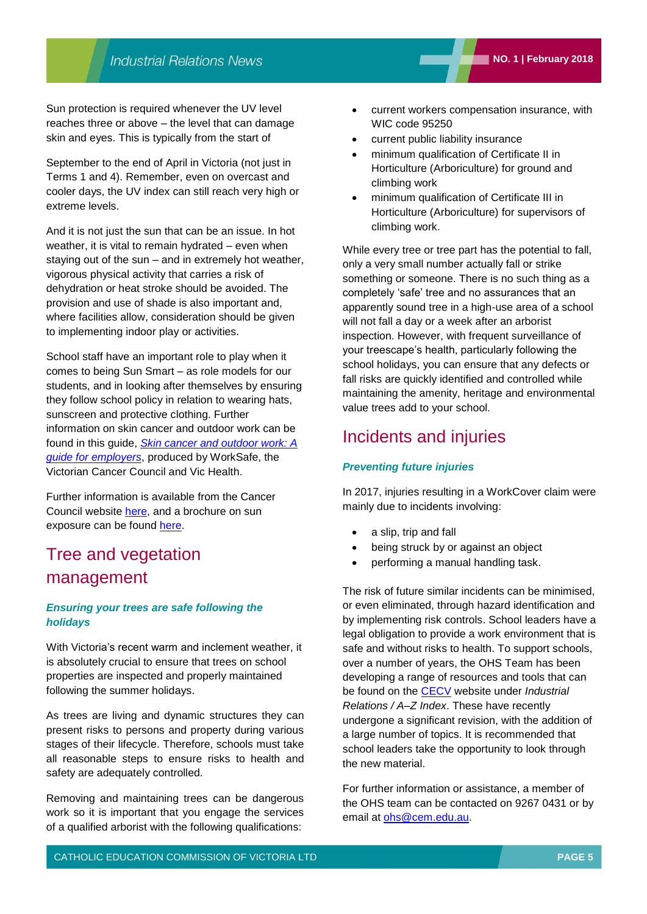Sun protection is required whenever the UV level reaches three or above – the level that can damage skin and eyes. This is typically from the start of

September to the end of April in Victoria (not just in Terms 1 and 4). Remember, even on overcast and cooler days, the UV index can still reach very high or extreme levels.

And it is not just the sun that can be an issue. In hot weather, it is vital to remain hydrated – even when staying out of the sun – and in extremely hot weather, vigorous physical activity that carries a risk of dehydration or heat stroke should be avoided. The provision and use of shade is also important and, where facilities allow, consideration should be given to implementing indoor play or activities.

School staff have an important role to play when it comes to being Sun Smart – as role models for our students, and in looking after themselves by ensuring they follow school policy in relation to wearing hats, sunscreen and protective clothing. Further information on skin cancer and outdoor work can be found in this guide, *Skin cancer and outdoor work: A guide for employers*, produced by WorkSafe, the Victorian Cancer Council and Vic Health.

Further information is available from the Cancer Council website here, and a brochure on sun exposure can be found here.

# Tree and vegetation management

### *Ensuring your trees are safe following the holidays*

With Victoria's recent warm and inclement weather, it is absolutely crucial to ensure that trees on school properties are inspected and properly maintained following the summer holidays.

As trees are living and dynamic structures they can present risks to persons and property during various stages of their lifecycle. Therefore, schools must take all reasonable steps to ensure risks to health and safety are adequately controlled.

Removing and maintaining trees can be dangerous work so it is important that you engage the services of a qualified arborist with the following qualifications:

- current workers compensation insurance, with WIC code 95250
- current public liability insurance
- minimum qualification of Certificate II in Horticulture (Arboriculture) for ground and climbing work
- minimum qualification of Certificate III in Horticulture (Arboriculture) for supervisors of climbing work.

While every tree or tree part has the potential to fall, only a very small number actually fall or strike something or someone. There is no such thing as a completely 'safe' tree and no assurances that an apparently sound tree in a high-use area of a school will not fall a day or a week after an arborist inspection. However, with frequent surveillance of your treescape's health, particularly following the school holidays, you can ensure that any defects or fall risks are quickly identified and controlled while maintaining the amenity, heritage and environmental value trees add to your school.

# Incidents and injuries

### *Preventing future injuries*

In 2017, injuries resulting in a WorkCover claim were mainly due to incidents involving:

- a slip, trip and fall
- being struck by or against an object
- performing a manual handling task.

The risk of future similar incidents can be minimised, or even eliminated, through hazard identification and by implementing risk controls. School leaders have a legal obligation to provide a work environment that is safe and without risks to health. To support schools, over a number of years, the OHS Team has been developing a range of resources and tools that can be found on the CECV website under *Industrial Relations / A–Z Index*. These have recently undergone a significant revision, with the addition of a large number of topics. It is recommended that school leaders take the opportunity to look through the new material.

For further information or assistance, a member of the OHS team can be contacted on 9267 0431 or by email at ohs@cem.edu.au.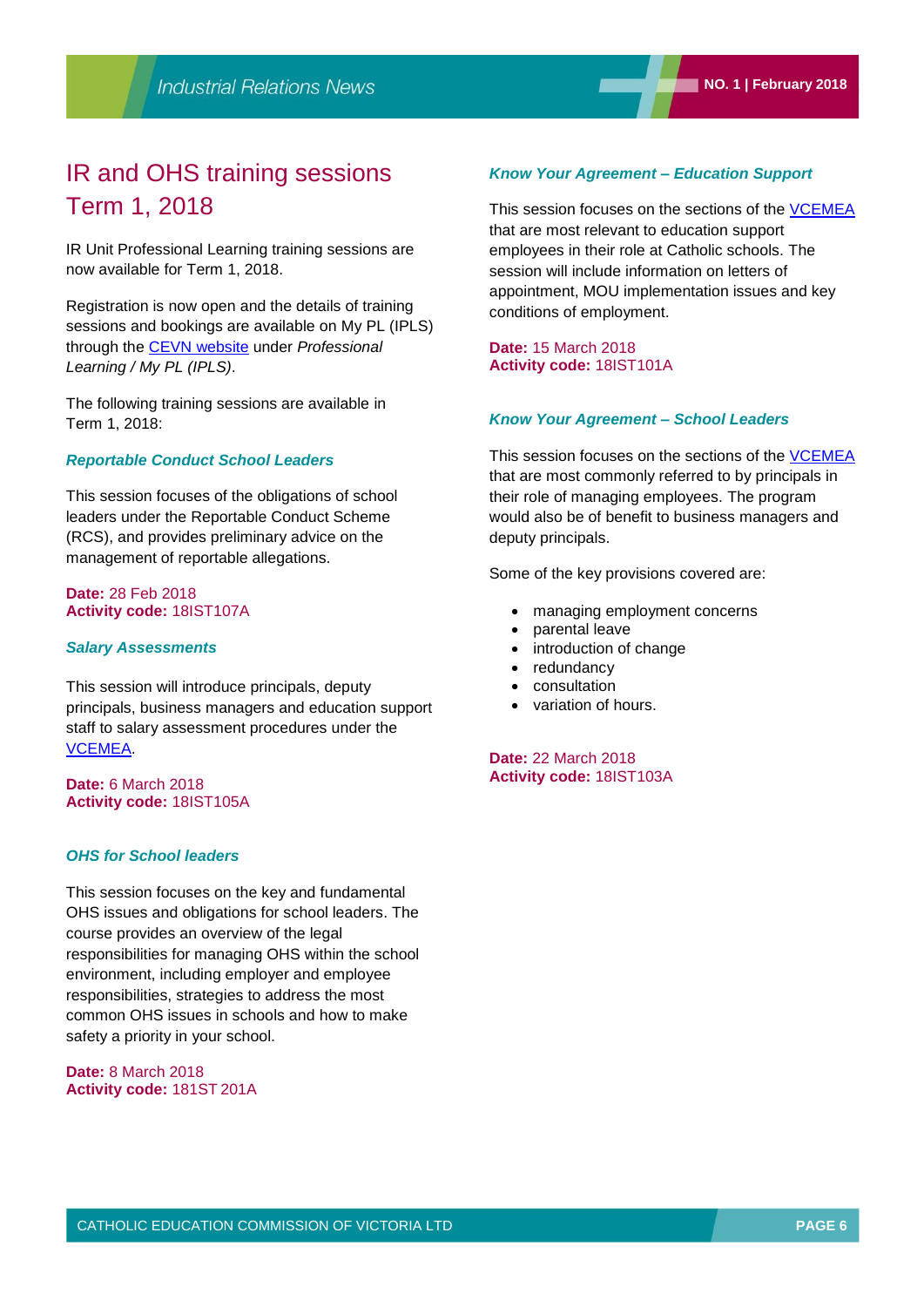# IR and OHS training sessions Term 1, 2018

IR Unit Professional Learning training sessions are now available for Term 1, 2018.

Registration is now open and the details of training sessions and bookings are available on My PL (IPLS) through the CEVN website under *Professional Learning / My PL (IPLS)*.

The following training sessions are available in Term 1, 2018:

### *Reportable Conduct School Leaders*

This session focuses of the obligations of school leaders under the Reportable Conduct Scheme (RCS), and provides preliminary advice on the management of reportable allegations.

**Date:** 28 Feb 2018
**Activity code:** 18IST107A

### *Salary Assessments*

This session will introduce principals, deputy principals, business managers and education support staff to salary assessment procedures under the VCEMEA.

**Date:** 6 March 2018
**Activity code:** 18IST105A

### *OHS for School leaders*

This session focuses on the key and fundamental OHS issues and obligations for school leaders. The course provides an overview of the legal responsibilities for managing OHS within the school environment, including employer and employee responsibilities, strategies to address the most common OHS issues in schools and how to make safety a priority in your school.

**Date:** 8 March 2018
**Activity code:** 181ST 201A

### *Know Your Agreement – Education Support*

This session focuses on the sections of the VCEMEA that are most relevant to education support employees in their role at Catholic schools. The session will include information on letters of appointment, MOU implementation issues and key conditions of employment.

**Date:** 15 March 2018
**Activity code:** 18IST101A

### *Know Your Agreement – School Leaders*

This session focuses on the sections of the VCEMEA that are most commonly referred to by principals in their role of managing employees. The program would also be of benefit to business managers and deputy principals.

Some of the key provisions covered are:

- managing employment concerns
- parental leave
- introduction of change
- redundancy
- consultation
- variation of hours.

**Date:** 22 March 2018
**Activity code:** 18IST103A